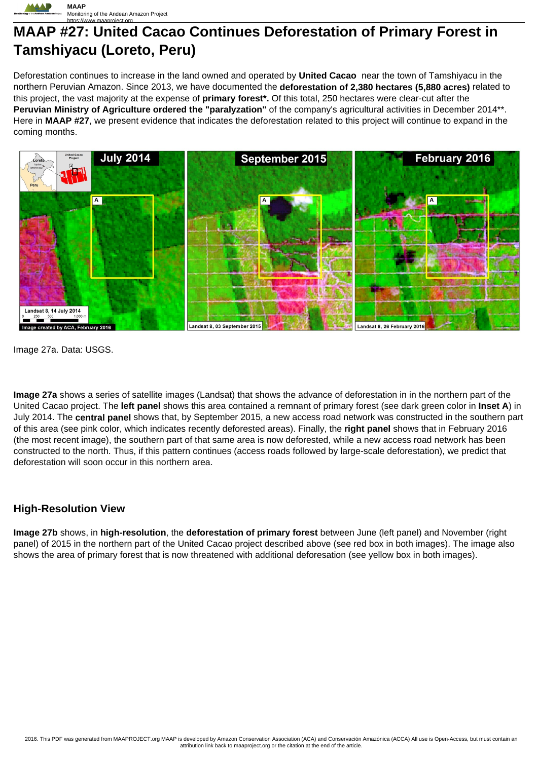# MAAP #27: United Cacao Continues Deforestation of Primary Forest in Tamshiyacu (Loreto, Peru)

Deforestation continues to increase in the land owned and operated by **United Cacao** near the town of Tamshiyacu in the northern Peruvian Amazon. Since 2013, we have documented the **deforestation of 2,380 hectares (5,880 acres)** related to this project, the vast majority at the expense of **primary forest\*.** Of this total, 250 hectares were clear-cut after the **Peruvian Ministry of Agriculture ordered the "paralyzation"** of the company's agricultural activities in December 2014\*\*. Here in **MAAP #27**, we present evidence that indicates the deforestation related to this project will continue to expand in the coming months.

Image 27a. Data: USGS.

**Image 27a** shows a series of satellite images (Landsat) that shows the advance of deforestation in in the northern part of the United Cacao project. The **left panel** shows this area contained a remnant of primary forest (see dark green color in **Inset A**) in July 2014. The **central panel** shows that, by September 2015, a new access road network was constructed in the southern part of this area (see pink color, which indicates recently deforested areas). Finally, the **right panel** shows that in February 2016 (the most recent image), the southern part of that same area is now deforested, while a new access road network has been constructed to the north. Thus, if this pattern continues (access roads followed by large-scale deforestation), we predict that deforestation will soon occur in this northern area.

## High-Resolution View

**Image 27b** shows, in **high-resolution**, the **deforestation of primary forest** between June (left panel) and November (right panel) of 2015 in the northern part of the United Cacao project described above (see red box in both images). The image also shows the area of primary forest that is now threatened with additional deforesation (see yellow box in both images).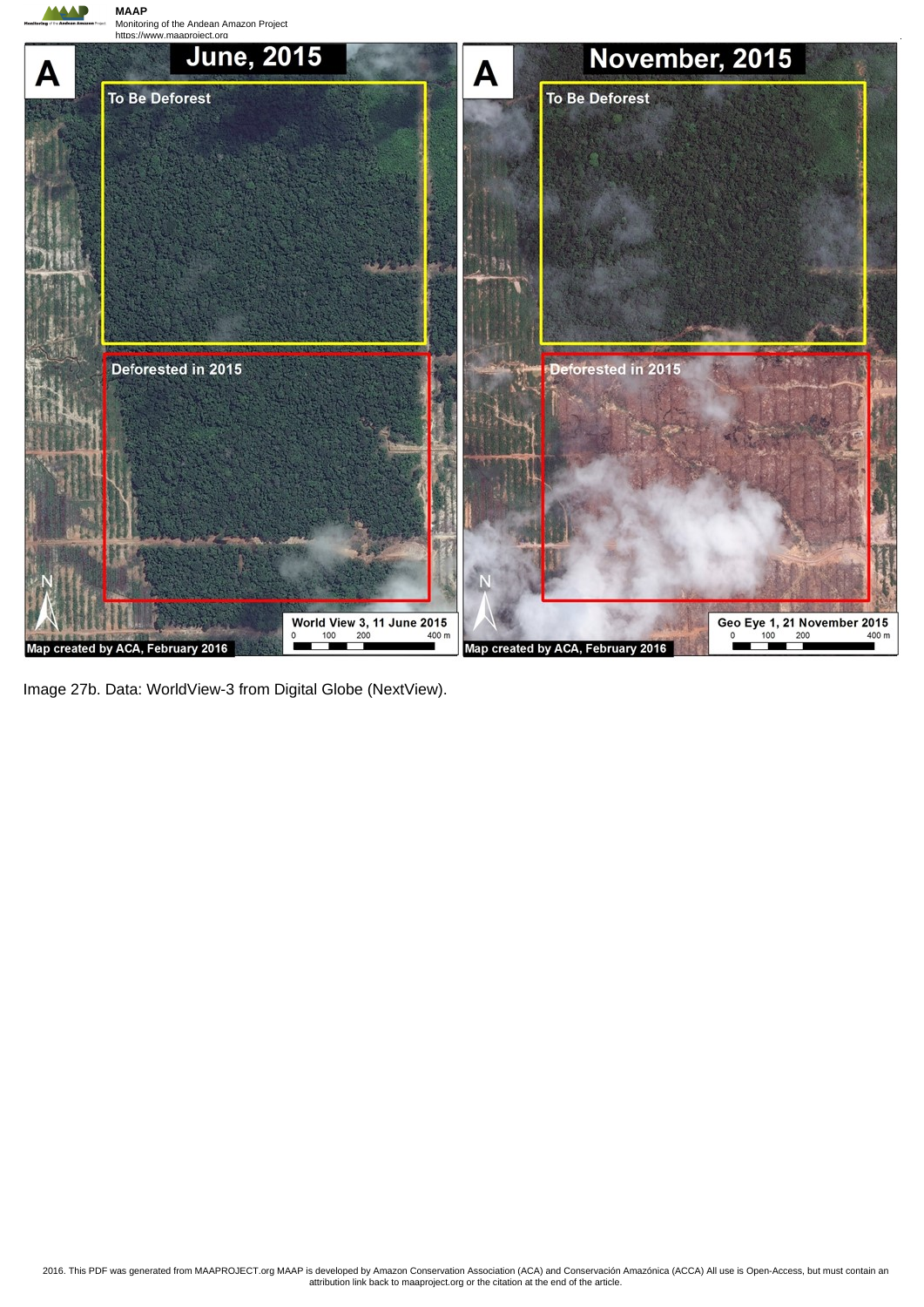Image 27b. Data: WorldView-3 from Digital Globe (NextView).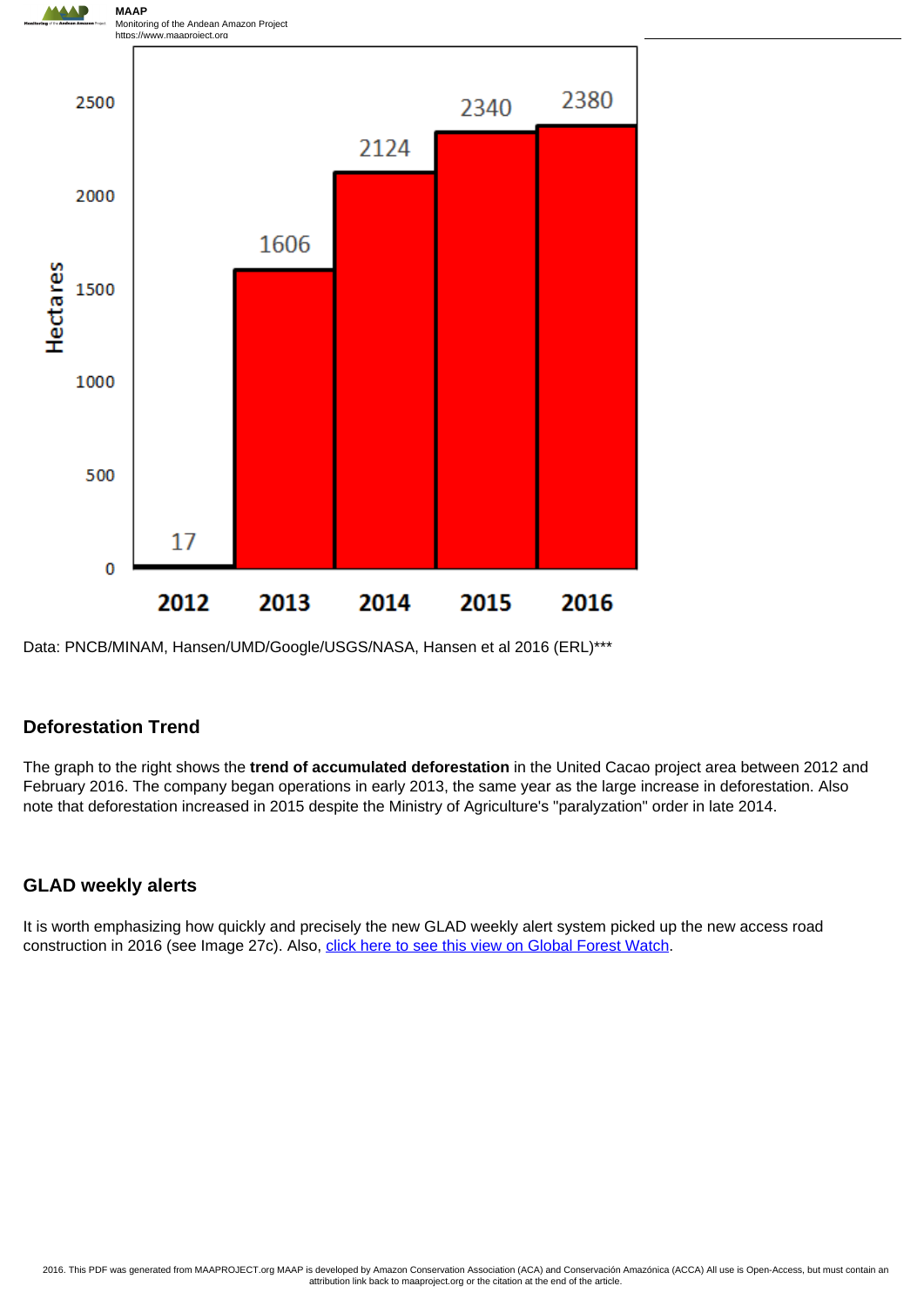Data: PNCB/MINAM, Hansen/UMD/Google/USGS/NASA, Hansen et al 2016 (ERL)***

## Deforestation Trend

The graph to the right shows the **trend of accumulated deforestation** in the United Cacao project area between 2012 and February 2016. The company began operations in early 2013, the same year as the large increase in deforestation. Also note that deforestation increased in 2015 despite the Ministry of Agriculture's "paralyzation" order in late 2014.

## GLAD weekly alerts

It is worth emphasizing how quickly and precisely the new GLAD weekly alert system picked up the new access road construction in 2016 (see Image 27c). Also, click here to see this view on Global Forest Watch.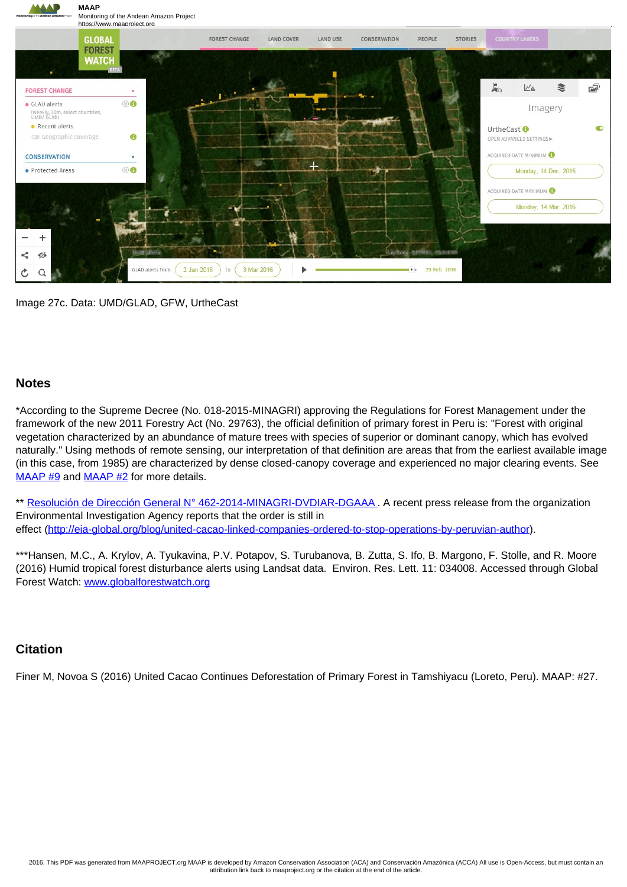Image 27c. Data: UMD/GLAD, GFW, UrtheCast

## Notes

*According to the Supreme Decree (No. 018-2015-MINAGRI) approving the Regulations for Forest Management under the framework of the new 2011 Forestry Act (No. 29763), the official definition of primary forest in Peru is: "Forest with original vegetation characterized by an abundance of mature trees with species of superior or dominant canopy, which has evolved naturally." Using methods of remote sensing, our interpretation of that definition are areas that from the earliest available image (in this case, from 1985) are characterized by dense closed-canopy coverage and experienced no major clearing events. See [MAAP #9](MAAP #9) and [MAAP #2](MAAP #2) for more details.

** [Resolución de Dirección General N° 462-2014-MINAGRI-DVDIAR-DGAAA](Resolución de Dirección General N° 462-2014-MINAGRI-DVDIAR-DGAAA). A recent press release from the organization Environmental Investigation Agency reports that the order is still in effect (http://eia-global.org/blog/united-cacao-linked-companies-ordered-to-stop-operations-by-peruvian-author).

***Hansen, M.C., A. Krylov, A. Tyukavina, P.V. Potapov, S. Turubanova, B. Zutta, S. Ifo, B. Margono, F. Stolle, and R. Moore (2016) Humid tropical forest disturbance alerts using Landsat data. Environ. Res. Lett. 11: 034008. Accessed through Global Forest Watch: www.globalforestwatch.org

## Citation

Finer M, Novoa S (2016) United Cacao Continues Deforestation of Primary Forest in Tamshiyacu (Loreto, Peru). MAAP: #27.